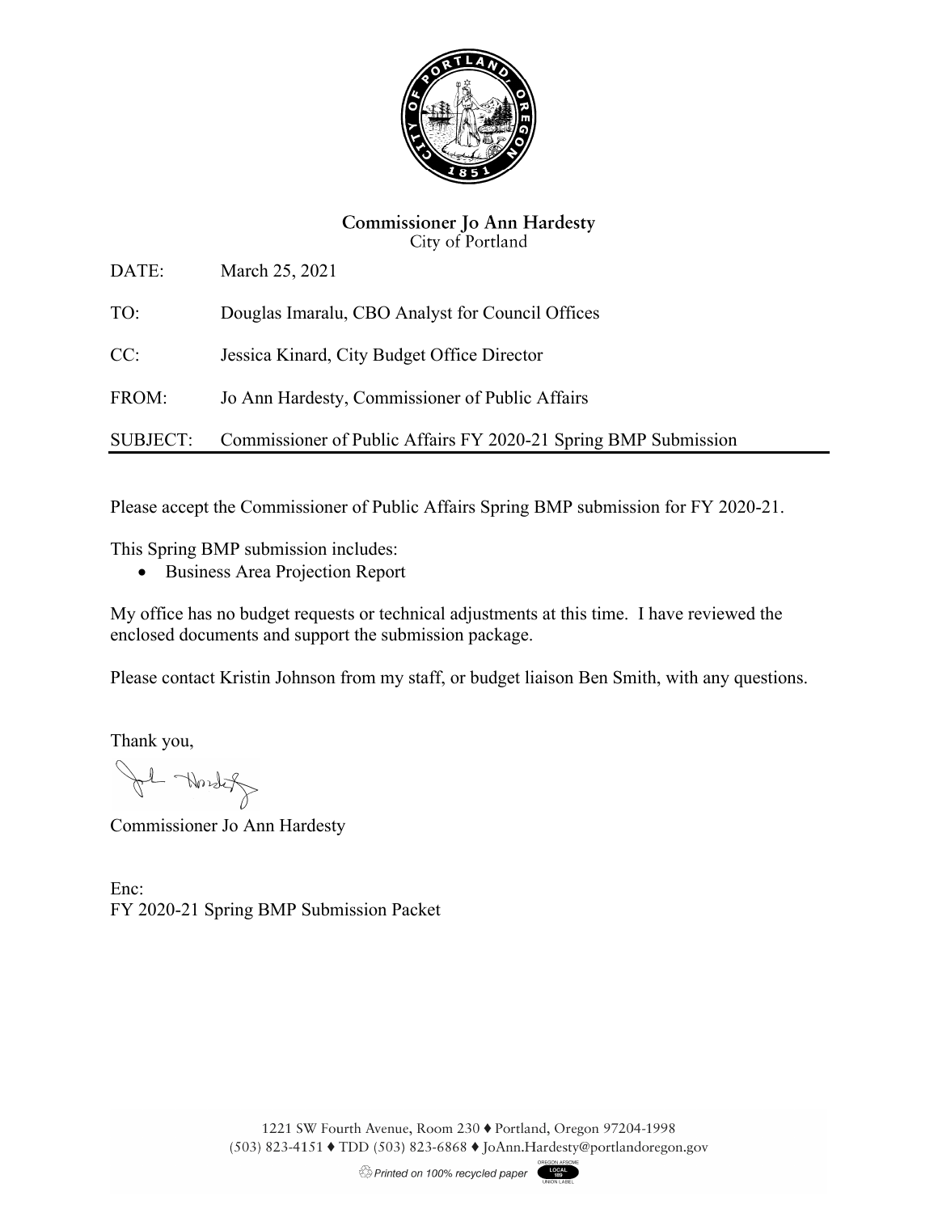**Commissioner Jo Ann Hardesty**
City of Portland

DATE: March 25, 2021

TO: Douglas Imaralu, CBO Analyst for Council Offices

CC: Jessica Kinard, City Budget Office Director

FROM: Jo Ann Hardesty, Commissioner of Public Affairs

SUBJECT: Commissioner of Public Affairs FY 2020-21 Spring BMP Submission

---

Please accept the Commissioner of Public Affairs Spring BMP submission for FY 2020-21.

This Spring BMP submission includes:

- Business Area Projection Report

My office has no budget requests or technical adjustments at this time. I have reviewed the enclosed documents and support the submission package.

Please contact Kristin Johnson from my staff, or budget liaison Ben Smith, with any questions.

Thank you,

Commissioner Jo Ann Hardesty

Enc:
FY 2020-21 Spring BMP Submission Packet

1221 SW Fourth Avenue, Room 230 ♦ Portland, Oregon 97204-1998
(503) 823-4151 ♦ TDD (503) 823-6868 ♦ JoAnn.Hardesty@portlandoregon.gov

Printed on 100% recycled paper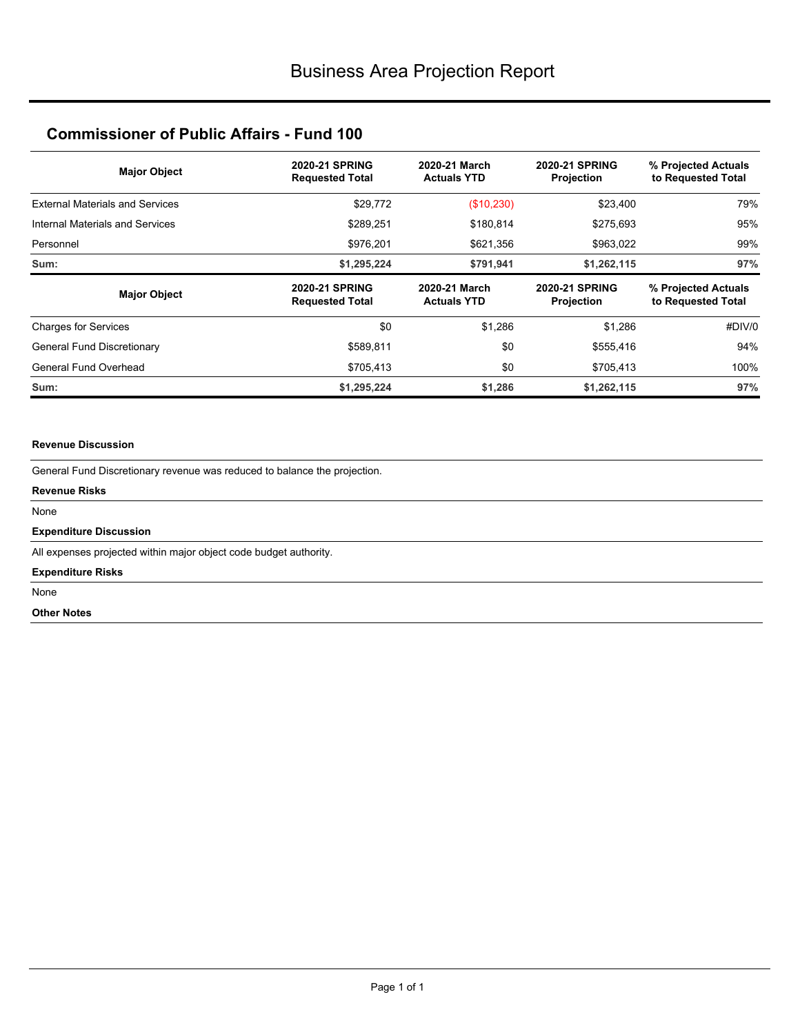# Business Area Projection Report

## Commissioner of Public Affairs - Fund 100

| Major Object | 2020-21 SPRING Requested Total | 2020-21 March Actuals YTD | 2020-21 SPRING Projection | % Projected Actuals to Requested Total |
|---|---|---|---|---|
| External Materials and Services | $29,772 | ($10,230) | $23,400 | 79% |
| Internal Materials and Services | $289,251 | $180,814 | $275,693 | 95% |
| Personnel | $976,201 | $621,356 | $963,022 | 99% |
| **Sum:** | **$1,295,224** | **$791,941** | **$1,262,115** | **97%** |
| **Major Object** | **2020-21 SPRING Requested Total** | **2020-21 March Actuals YTD** | **2020-21 SPRING Projection** | **% Projected Actuals to Requested Total** |
| Charges for Services | $0 | $1,286 | $1,286 | #DIV/0 |
| General Fund Discretionary | $589,811 | $0 | $555,416 | 94% |
| General Fund Overhead | $705,413 | $0 | $705,413 | 100% |
| **Sum:** | **$1,295,224** | **$1,286** | **$1,262,115** | **97%** |

**Revenue Discussion**

General Fund Discretionary revenue was reduced to balance the projection.

**Revenue Risks**

None

**Expenditure Discussion**

All expenses projected within major object code budget authority.

**Expenditure Risks**

None

**Other Notes**